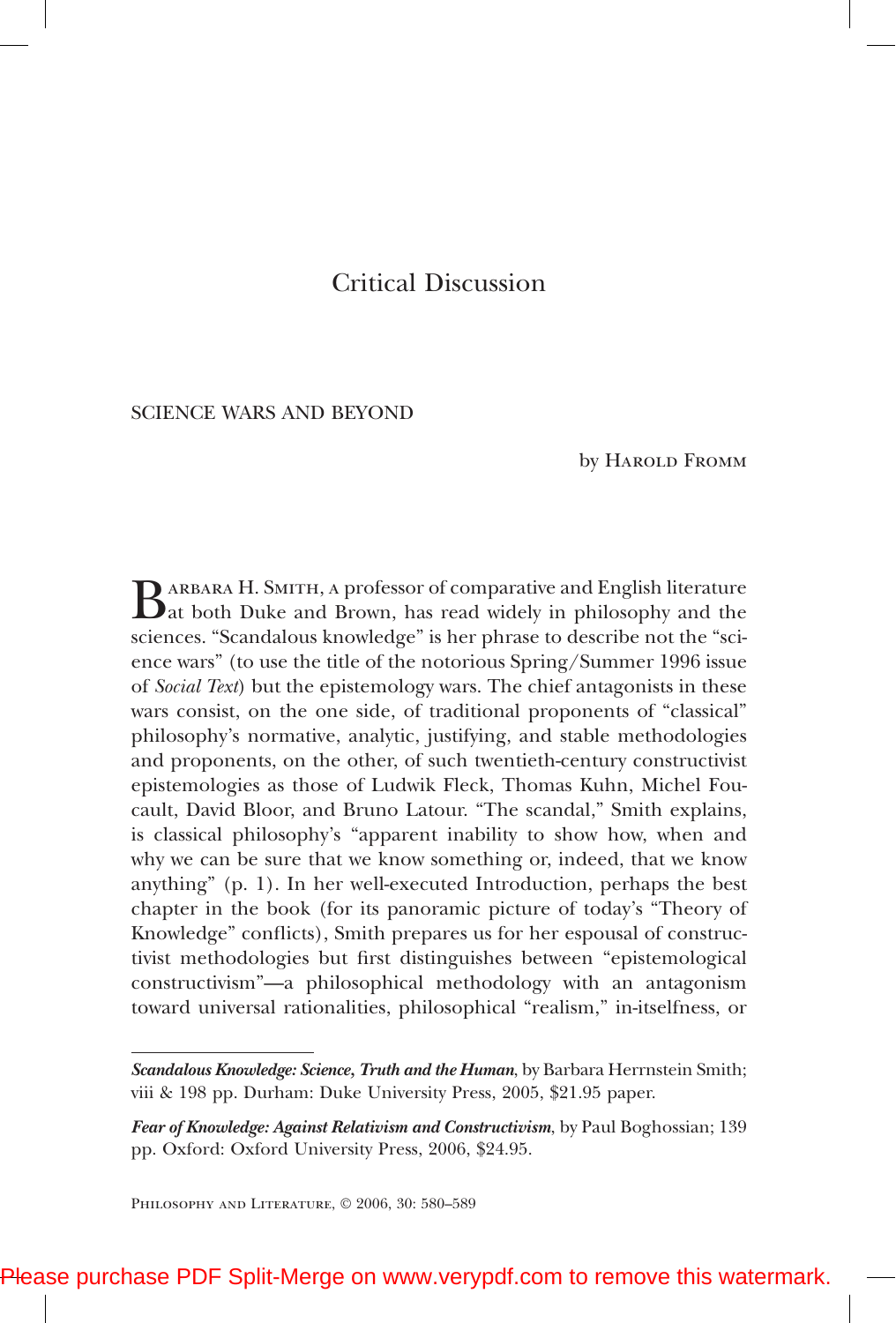# Critical Discussion

## SCIENCE WARS AND BEYOND

by Harold Fromm

Barbara H. Smith, a professor of comparative and English literature at both Duke and Brown, has read widely in philosophy and the sciences. "Scandalous knowledge" is her phrase to describe not the "science wars" (to use the title of the notorious Spring/Summer 1996 issue of *Social Text*) but the epistemology wars. The chief antagonists in these wars consist, on the one side, of traditional proponents of "classical" philosophy's normative, analytic, justifying, and stable methodologies and proponents, on the other, of such twentieth-century constructivist epistemologies as those of Ludwik Fleck, Thomas Kuhn, Michel Foucault, David Bloor, and Bruno Latour. "The scandal," Smith explains, is classical philosophy's "apparent inability to show how, when and why we can be sure that we know something or, indeed, that we know anything" (p. 1). In her well-executed Introduction, perhaps the best chapter in the book (for its panoramic picture of today's "Theory of Knowledge" conflicts), Smith prepares us for her espousal of constructivist methodologies but first distinguishes between "epistemological constructivism"—a philosophical methodology with an antagonism toward universal rationalities, philosophical "realism," in-itselfness, or

---

***Scandalous Knowledge: Science, Truth and the Human***, by Barbara Herrnstein Smith; viii & 198 pp. Durham: Duke University Press, 2005, $21.95 paper.

***Fear of Knowledge: Against Relativism and Constructivism***, by Paul Boghossian; 139 pp. Oxford: Oxford University Press, 2006, $24.95.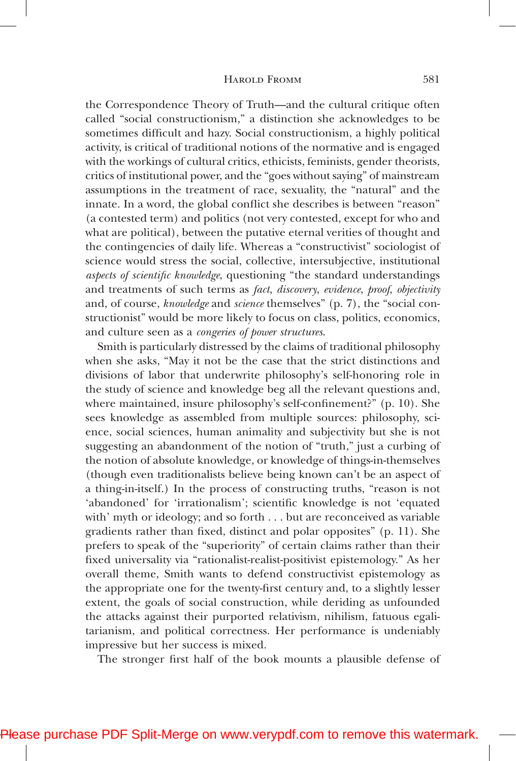the Correspondence Theory of Truth—and the cultural critique often called "social constructionism," a distinction she acknowledges to be sometimes difficult and hazy. Social constructionism, a highly political activity, is critical of traditional notions of the normative and is engaged with the workings of cultural critics, ethicists, feminists, gender theorists, critics of institutional power, and the "goes without saying" of mainstream assumptions in the treatment of race, sexuality, the "natural" and the innate. In a word, the global conflict she describes is between "reason" (a contested term) and politics (not very contested, except for who and what are political), between the putative eternal verities of thought and the contingencies of daily life. Whereas a "constructivist" sociologist of science would stress the social, collective, intersubjective, institutional *aspects of scientific knowledge*, questioning "the standard understandings and treatments of such terms as *fact*, *discovery*, *evidence*, *proof*, *objectivity* and, of course, *knowledge* and *science* themselves" (p. 7), the "social constructionist" would be more likely to focus on class, politics, economics, and culture seen as a *congeries of power structures*.

Smith is particularly distressed by the claims of traditional philosophy when she asks, "May it not be the case that the strict distinctions and divisions of labor that underwrite philosophy's self-honoring role in the study of science and knowledge beg all the relevant questions and, where maintained, insure philosophy's self-confinement?" (p. 10). She sees knowledge as assembled from multiple sources: philosophy, science, social sciences, human animality and subjectivity but she is not suggesting an abandonment of the notion of "truth," just a curbing of the notion of absolute knowledge, or knowledge of things-in-themselves (though even traditionalists believe being known can't be an aspect of a thing-in-itself.) In the process of constructing truths, "reason is not 'abandoned' for 'irrationalism'; scientific knowledge is not 'equated with' myth or ideology; and so forth . . . but are reconceived as variable gradients rather than fixed, distinct and polar opposites" (p. 11). She prefers to speak of the "superiority" of certain claims rather than their fixed universality via "rationalist-realist-positivist epistemology." As her overall theme, Smith wants to defend constructivist epistemology as the appropriate one for the twenty-first century and, to a slightly lesser extent, the goals of social construction, while deriding as unfounded the attacks against their purported relativism, nihilism, fatuous egalitarianism, and political correctness. Her performance is undeniably impressive but her success is mixed.

The stronger first half of the book mounts a plausible defense of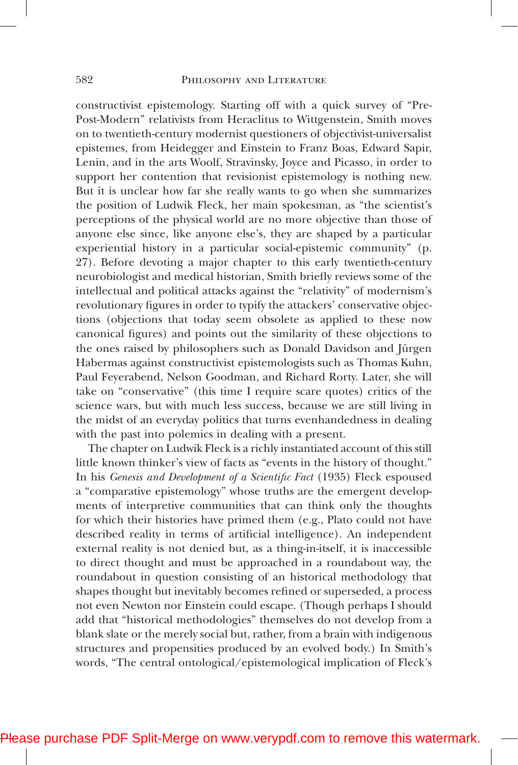constructivist epistemology. Starting off with a quick survey of "Pre-Post-Modern" relativists from Heraclitus to Wittgenstein, Smith moves on to twentieth-century modernist questioners of objectivist-universalist epistemes, from Heidegger and Einstein to Franz Boas, Edward Sapir, Lenin, and in the arts Woolf, Stravinsky, Joyce and Picasso, in order to support her contention that revisionist epistemology is nothing new. But it is unclear how far she really wants to go when she summarizes the position of Ludwik Fleck, her main spokesman, as "the scientist's perceptions of the physical world are no more objective than those of anyone else since, like anyone else's, they are shaped by a particular experiential history in a particular social-epistemic community" (p. 27). Before devoting a major chapter to this early twentieth-century neurobiologist and medical historian, Smith briefly reviews some of the intellectual and political attacks against the "relativity" of modernism's revolutionary figures in order to typify the attackers' conservative objections (objections that today seem obsolete as applied to these now canonical figures) and points out the similarity of these objections to the ones raised by philosophers such as Donald Davidson and Jürgen Habermas against constructivist epistemologists such as Thomas Kuhn, Paul Feyerabend, Nelson Goodman, and Richard Rorty. Later, she will take on "conservative" (this time I require scare quotes) critics of the science wars, but with much less success, because we are still living in the midst of an everyday politics that turns evenhandedness in dealing with the past into polemics in dealing with a present.

The chapter on Ludwik Fleck is a richly instantiated account of this still little known thinker's view of facts as "events in the history of thought." In his *Genesis and Development of a Scientific Fact* (1935) Fleck espoused a "comparative epistemology" whose truths are the emergent developments of interpretive communities that can think only the thoughts for which their histories have primed them (e.g., Plato could not have described reality in terms of artificial intelligence). An independent external reality is not denied but, as a thing-in-itself, it is inaccessible to direct thought and must be approached in a roundabout way, the roundabout in question consisting of an historical methodology that shapes thought but inevitably becomes refined or superseded, a process not even Newton nor Einstein could escape. (Though perhaps I should add that "historical methodologies" themselves do not develop from a blank slate or the merely social but, rather, from a brain with indigenous structures and propensities produced by an evolved body.) In Smith's words, "The central ontological/epistemological implication of Fleck's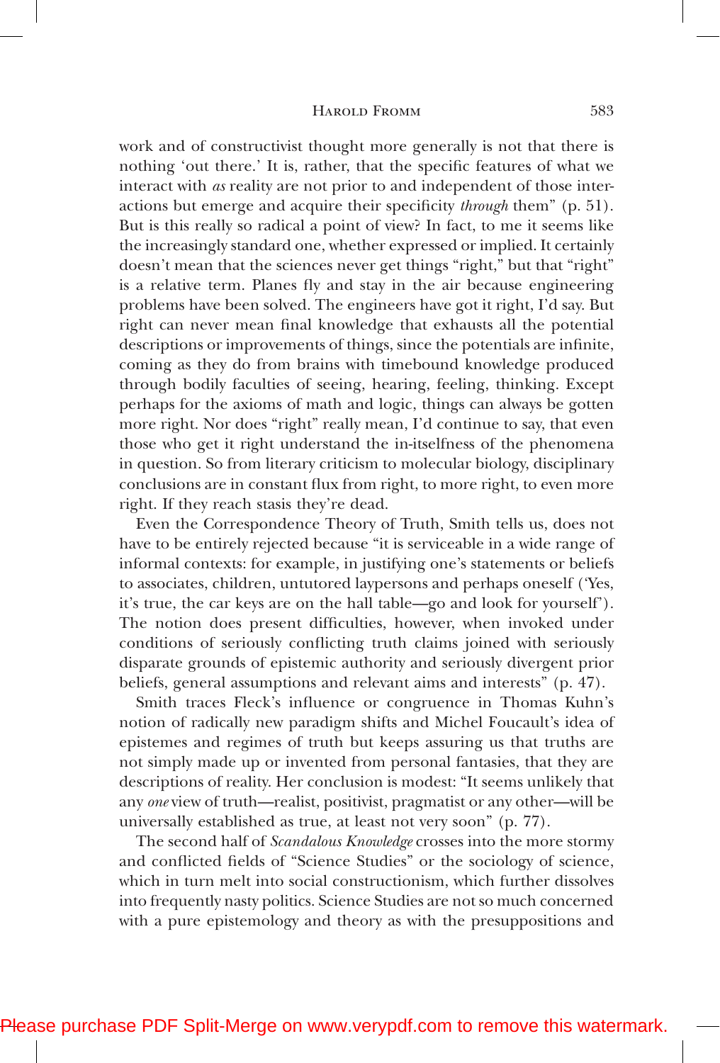work and of constructivist thought more generally is not that there is nothing 'out there.' It is, rather, that the specific features of what we interact with *as* reality are not prior to and independent of those interactions but emerge and acquire their specificity *through* them" (p. 51). But is this really so radical a point of view? In fact, to me it seems like the increasingly standard one, whether expressed or implied. It certainly doesn't mean that the sciences never get things "right," but that "right" is a relative term. Planes fly and stay in the air because engineering problems have been solved. The engineers have got it right, I'd say. But right can never mean final knowledge that exhausts all the potential descriptions or improvements of things, since the potentials are infinite, coming as they do from brains with timebound knowledge produced through bodily faculties of seeing, hearing, feeling, thinking. Except perhaps for the axioms of math and logic, things can always be gotten more right. Nor does "right" really mean, I'd continue to say, that even those who get it right understand the in-itselfness of the phenomena in question. So from literary criticism to molecular biology, disciplinary conclusions are in constant flux from right, to more right, to even more right. If they reach stasis they're dead.

Even the Correspondence Theory of Truth, Smith tells us, does not have to be entirely rejected because "it is serviceable in a wide range of informal contexts: for example, in justifying one's statements or beliefs to associates, children, untutored laypersons and perhaps oneself ('Yes, it's true, the car keys are on the hall table—go and look for yourself'). The notion does present difficulties, however, when invoked under conditions of seriously conflicting truth claims joined with seriously disparate grounds of epistemic authority and seriously divergent prior beliefs, general assumptions and relevant aims and interests" (p. 47).

Smith traces Fleck's influence or congruence in Thomas Kuhn's notion of radically new paradigm shifts and Michel Foucault's idea of epistemes and regimes of truth but keeps assuring us that truths are not simply made up or invented from personal fantasies, that they are descriptions of reality. Her conclusion is modest: "It seems unlikely that any *one* view of truth—realist, positivist, pragmatist or any other—will be universally established as true, at least not very soon" (p. 77).

The second half of *Scandalous Knowledge* crosses into the more stormy and conflicted fields of "Science Studies" or the sociology of science, which in turn melt into social constructionism, which further dissolves into frequently nasty politics. Science Studies are not so much concerned with a pure epistemology and theory as with the presuppositions and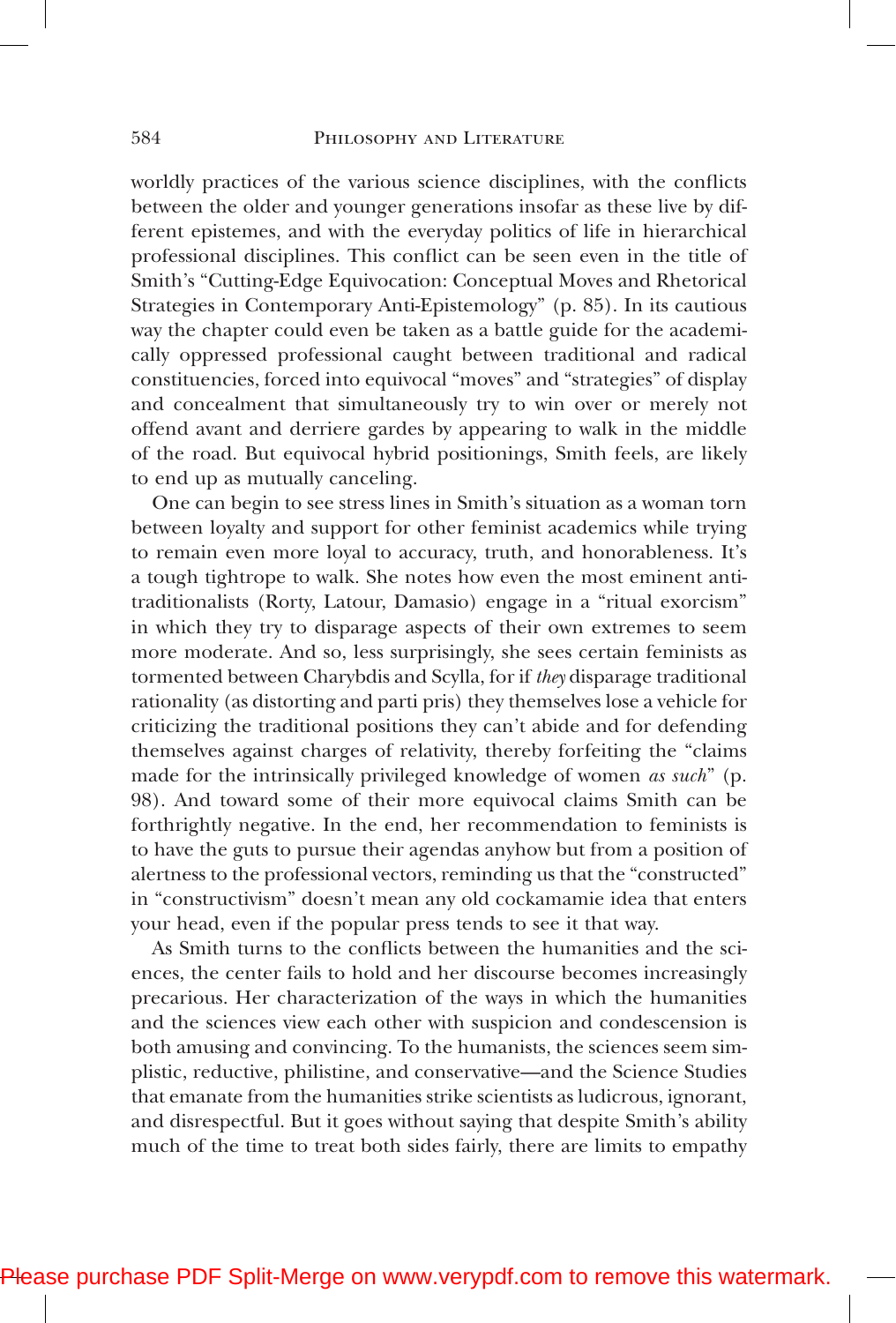worldly practices of the various science disciplines, with the conflicts between the older and younger generations insofar as these live by different epistemes, and with the everyday politics of life in hierarchical professional disciplines. This conflict can be seen even in the title of Smith's "Cutting-Edge Equivocation: Conceptual Moves and Rhetorical Strategies in Contemporary Anti-Epistemology" (p. 85). In its cautious way the chapter could even be taken as a battle guide for the academically oppressed professional caught between traditional and radical constituencies, forced into equivocal "moves" and "strategies" of display and concealment that simultaneously try to win over or merely not offend avant and derriere gardes by appearing to walk in the middle of the road. But equivocal hybrid positionings, Smith feels, are likely to end up as mutually canceling.

One can begin to see stress lines in Smith's situation as a woman torn between loyalty and support for other feminist academics while trying to remain even more loyal to accuracy, truth, and honorableness. It's a tough tightrope to walk. She notes how even the most eminent anti-traditionalists (Rorty, Latour, Damasio) engage in a "ritual exorcism" in which they try to disparage aspects of their own extremes to seem more moderate. And so, less surprisingly, she sees certain feminists as tormented between Charybdis and Scylla, for if *they* disparage traditional rationality (as distorting and parti pris) they themselves lose a vehicle for criticizing the traditional positions they can't abide and for defending themselves against charges of relativity, thereby forfeiting the "claims made for the intrinsically privileged knowledge of women *as such*" (p. 98). And toward some of their more equivocal claims Smith can be forthrightly negative. In the end, her recommendation to feminists is to have the guts to pursue their agendas anyhow but from a position of alertness to the professional vectors, reminding us that the "constructed" in "constructivism" doesn't mean any old cockamamie idea that enters your head, even if the popular press tends to see it that way.

As Smith turns to the conflicts between the humanities and the sciences, the center fails to hold and her discourse becomes increasingly precarious. Her characterization of the ways in which the humanities and the sciences view each other with suspicion and condescension is both amusing and convincing. To the humanists, the sciences seem simplistic, reductive, philistine, and conservative—and the Science Studies that emanate from the humanities strike scientists as ludicrous, ignorant, and disrespectful. But it goes without saying that despite Smith's ability much of the time to treat both sides fairly, there are limits to empathy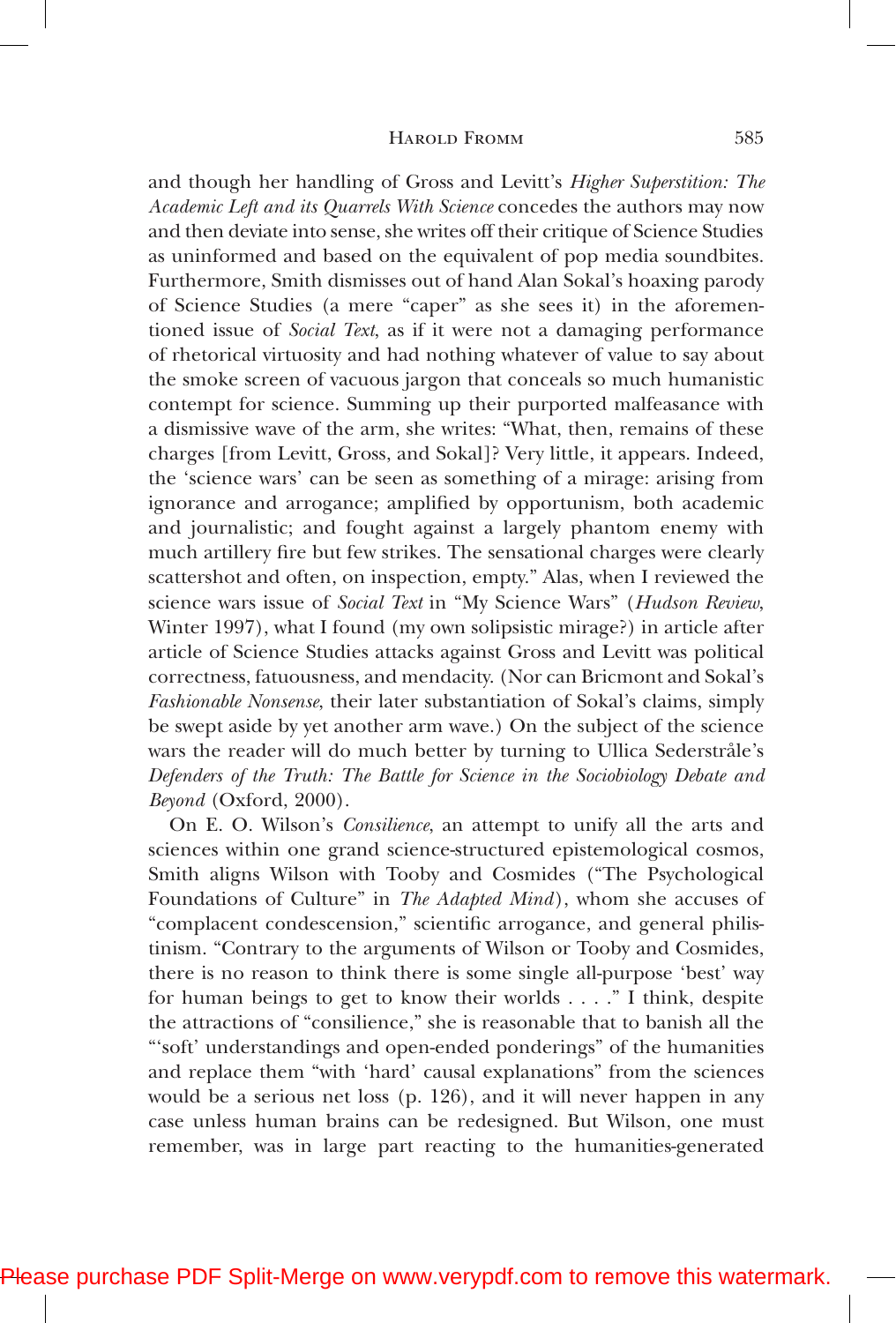and though her handling of Gross and Levitt's *Higher Superstition: The Academic Left and its Quarrels With Science* concedes the authors may now and then deviate into sense, she writes off their critique of Science Studies as uninformed and based on the equivalent of pop media soundbites. Furthermore, Smith dismisses out of hand Alan Sokal's hoaxing parody of Science Studies (a mere "caper" as she sees it) in the aforementioned issue of *Social Text*, as if it were not a damaging performance of rhetorical virtuosity and had nothing whatever of value to say about the smoke screen of vacuous jargon that conceals so much humanistic contempt for science. Summing up their purported malfeasance with a dismissive wave of the arm, she writes: "What, then, remains of these charges [from Levitt, Gross, and Sokal]? Very little, it appears. Indeed, the 'science wars' can be seen as something of a mirage: arising from ignorance and arrogance; amplified by opportunism, both academic and journalistic; and fought against a largely phantom enemy with much artillery fire but few strikes. The sensational charges were clearly scattershot and often, on inspection, empty." Alas, when I reviewed the science wars issue of *Social Text* in "My Science Wars" (*Hudson Review*, Winter 1997), what I found (my own solipsistic mirage?) in article after article of Science Studies attacks against Gross and Levitt was political correctness, fatuousness, and mendacity. (Nor can Bricmont and Sokal's *Fashionable Nonsense*, their later substantiation of Sokal's claims, simply be swept aside by yet another arm wave.) On the subject of the science wars the reader will do much better by turning to Ullica Segerstråle's *Defenders of the Truth: The Battle for Science in the Sociobiology Debate and Beyond* (Oxford, 2000).

On E. O. Wilson's *Consilience*, an attempt to unify all the arts and sciences within one grand science-structured epistemological cosmos, Smith aligns Wilson with Tooby and Cosmides ("The Psychological Foundations of Culture" in *The Adapted Mind*), whom she accuses of "complacent condescension," scientific arrogance, and general philistinism. "Contrary to the arguments of Wilson or Tooby and Cosmides, there is no reason to think there is some single all-purpose 'best' way for human beings to get to know their worlds . . . ." I think, despite the attractions of "consilience," she is reasonable that to banish all the "'soft' understandings and open-ended ponderings" of the humanities and replace them "with 'hard' causal explanations" from the sciences would be a serious net loss (p. 126), and it will never happen in any case unless human brains can be redesigned. But Wilson, one must remember, was in large part reacting to the humanities-generated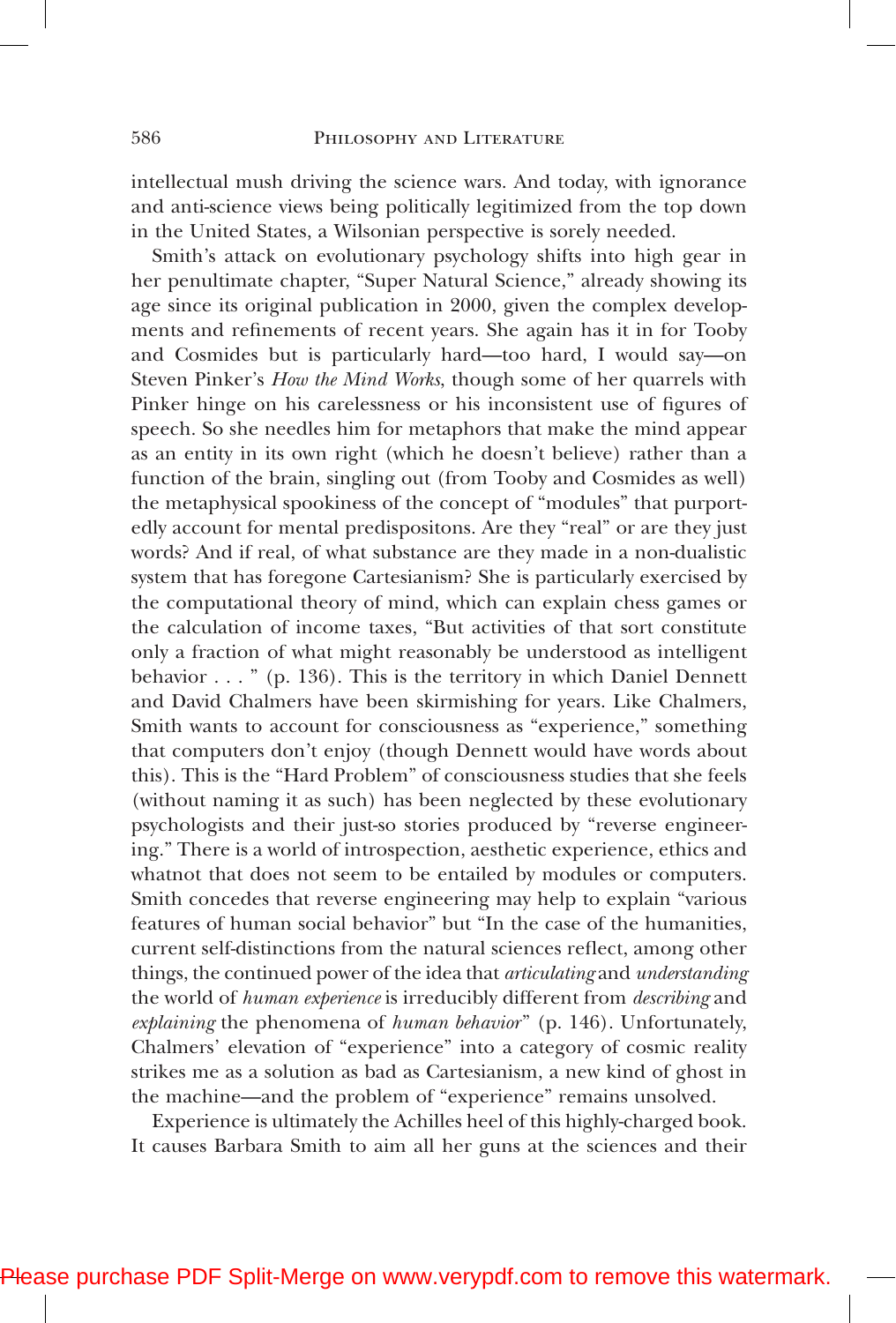intellectual mush driving the science wars. And today, with ignorance and anti-science views being politically legitimized from the top down in the United States, a Wilsonian perspective is sorely needed.

Smith's attack on evolutionary psychology shifts into high gear in her penultimate chapter, "Super Natural Science," already showing its age since its original publication in 2000, given the complex developments and refinements of recent years. She again has it in for Tooby and Cosmides but is particularly hard—too hard, I would say—on Steven Pinker's *How the Mind Works*, though some of her quarrels with Pinker hinge on his carelessness or his inconsistent use of figures of speech. So she needles him for metaphors that make the mind appear as an entity in its own right (which he doesn't believe) rather than a function of the brain, singling out (from Tooby and Cosmides as well) the metaphysical spookiness of the concept of "modules" that purportedly account for mental predispositons. Are they "real" or are they just words? And if real, of what substance are they made in a non-dualistic system that has foregone Cartesianism? She is particularly exercised by the computational theory of mind, which can explain chess games or the calculation of income taxes, "But activities of that sort constitute only a fraction of what might reasonably be understood as intelligent behavior . . . " (p. 136). This is the territory in which Daniel Dennett and David Chalmers have been skirmishing for years. Like Chalmers, Smith wants to account for consciousness as "experience," something that computers don't enjoy (though Dennett would have words about this). This is the "Hard Problem" of consciousness studies that she feels (without naming it as such) has been neglected by these evolutionary psychologists and their just-so stories produced by "reverse engineering." There is a world of introspection, aesthetic experience, ethics and whatnot that does not seem to be entailed by modules or computers. Smith concedes that reverse engineering may help to explain "various features of human social behavior" but "In the case of the humanities, current self-distinctions from the natural sciences reflect, among other things, the continued power of the idea that *articulating* and *understanding* the world of *human experience* is irreducibly different from *describing* and *explaining* the phenomena of *human behavior*" (p. 146). Unfortunately, Chalmers' elevation of "experience" into a category of cosmic reality strikes me as a solution as bad as Cartesianism, a new kind of ghost in the machine—and the problem of "experience" remains unsolved.

Experience is ultimately the Achilles heel of this highly-charged book. It causes Barbara Smith to aim all her guns at the sciences and their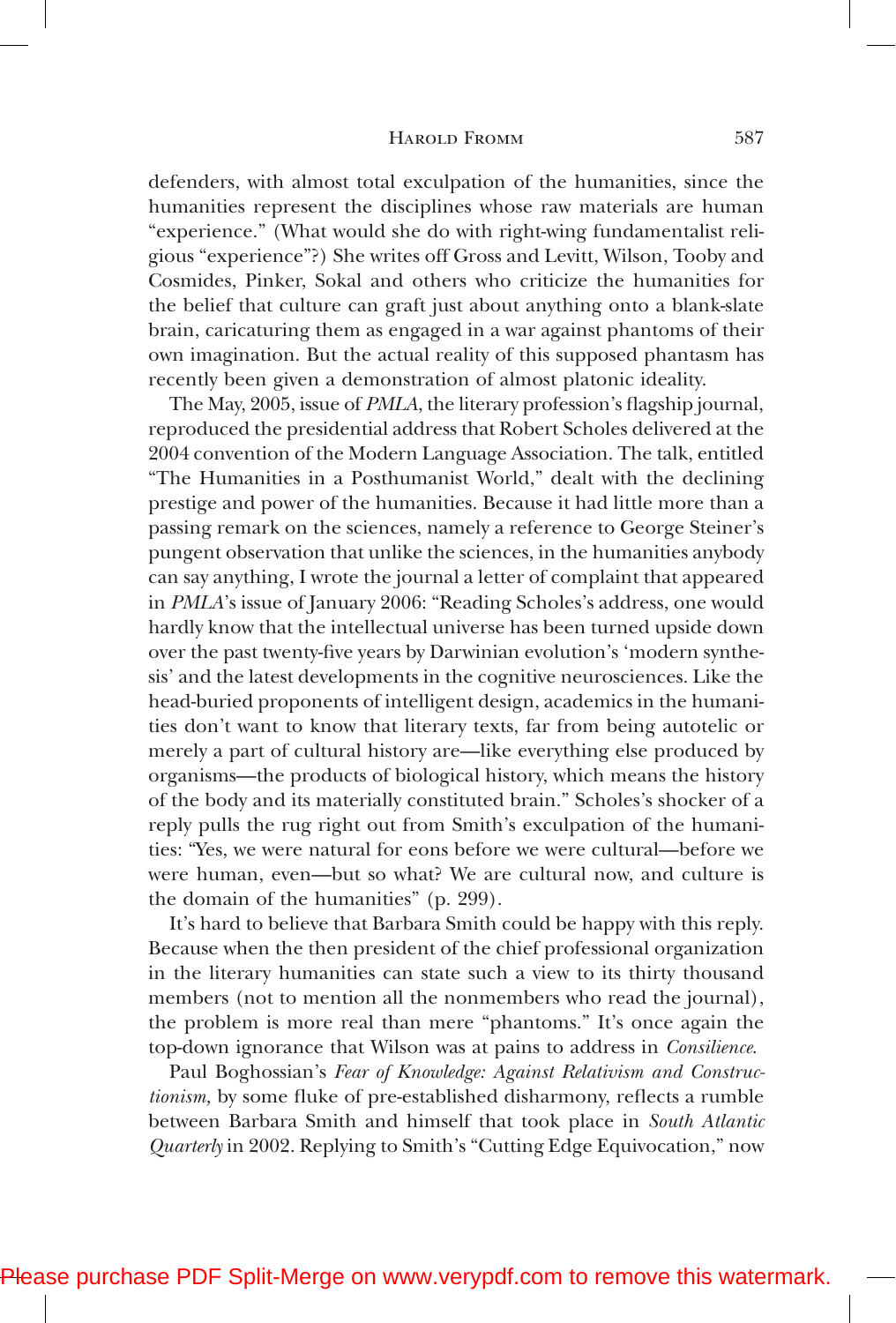defenders, with almost total exculpation of the humanities, since the humanities represent the disciplines whose raw materials are human "experience." (What would she do with right-wing fundamentalist religious "experience"?) She writes off Gross and Levitt, Wilson, Tooby and Cosmides, Pinker, Sokal and others who criticize the humanities for the belief that culture can graft just about anything onto a blank-slate brain, caricaturing them as engaged in a war against phantoms of their own imagination. But the actual reality of this supposed phantasm has recently been given a demonstration of almost platonic ideality.

The May, 2005, issue of *PMLA*, the literary profession's flagship journal, reproduced the presidential address that Robert Scholes delivered at the 2004 convention of the Modern Language Association. The talk, entitled "The Humanities in a Posthumanist World," dealt with the declining prestige and power of the humanities. Because it had little more than a passing remark on the sciences, namely a reference to George Steiner's pungent observation that unlike the sciences, in the humanities anybody can say anything, I wrote the journal a letter of complaint that appeared in *PMLA*'s issue of January 2006: "Reading Scholes's address, one would hardly know that the intellectual universe has been turned upside down over the past twenty-five years by Darwinian evolution's 'modern synthesis' and the latest developments in the cognitive neurosciences. Like the head-buried proponents of intelligent design, academics in the humanities don't want to know that literary texts, far from being autotelic or merely a part of cultural history are—like everything else produced by organisms—the products of biological history, which means the history of the body and its materially constituted brain." Scholes's shocker of a reply pulls the rug right out from Smith's exculpation of the humanities: "Yes, we were natural for eons before we were cultural—before we were human, even—but so what? We are cultural now, and culture is the domain of the humanities" (p. 299).

It's hard to believe that Barbara Smith could be happy with this reply. Because when the then president of the chief professional organization in the literary humanities can state such a view to its thirty thousand members (not to mention all the nonmembers who read the journal), the problem is more real than mere "phantoms." It's once again the top-down ignorance that Wilson was at pains to address in *Consilience*.

Paul Boghossian's *Fear of Knowledge: Against Relativism and Constructionism*, by some fluke of pre-established disharmony, reflects a rumble between Barbara Smith and himself that took place in *South Atlantic Quarterly* in 2002. Replying to Smith's "Cutting Edge Equivocation," now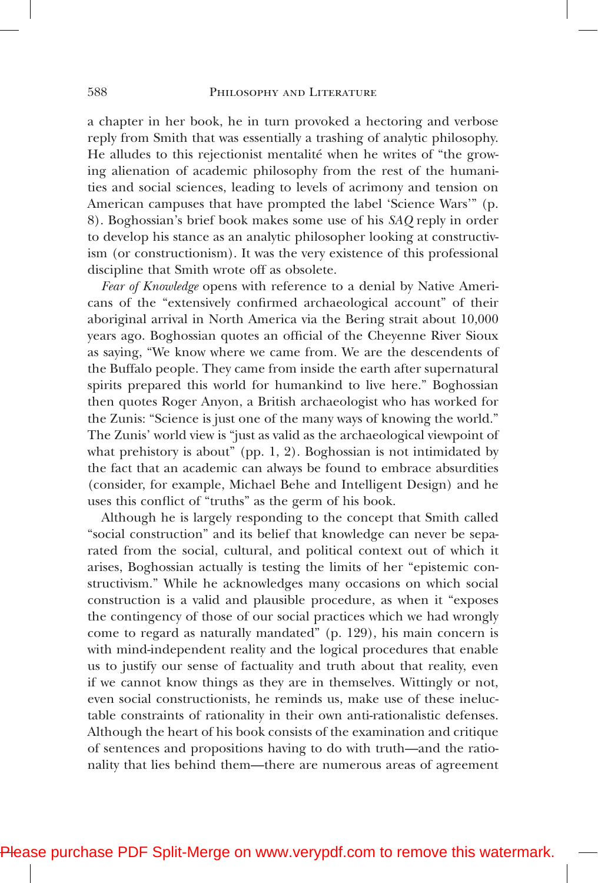a chapter in her book, he in turn provoked a hectoring and verbose reply from Smith that was essentially a trashing of analytic philosophy. He alludes to this rejectionist mentalité when he writes of "the growing alienation of academic philosophy from the rest of the humanities and social sciences, leading to levels of acrimony and tension on American campuses that have prompted the label 'Science Wars'" (p. 8). Boghossian's brief book makes some use of his *SAQ* reply in order to develop his stance as an analytic philosopher looking at constructivism (or constructionism). It was the very existence of this professional discipline that Smith wrote off as obsolete.

*Fear of Knowledge* opens with reference to a denial by Native Americans of the "extensively confirmed archaeological account" of their aboriginal arrival in North America via the Bering strait about 10,000 years ago. Boghossian quotes an official of the Cheyenne River Sioux as saying, "We know where we came from. We are the descendents of the Buffalo people. They came from inside the earth after supernatural spirits prepared this world for humankind to live here." Boghossian then quotes Roger Anyon, a British archaeologist who has worked for the Zunis: "Science is just one of the many ways of knowing the world." The Zunis' world view is "just as valid as the archaeological viewpoint of what prehistory is about" (pp. 1, 2). Boghossian is not intimidated by the fact that an academic can always be found to embrace absurdities (consider, for example, Michael Behe and Intelligent Design) and he uses this conflict of "truths" as the germ of his book.

Although he is largely responding to the concept that Smith called "social construction" and its belief that knowledge can never be separated from the social, cultural, and political context out of which it arises, Boghossian actually is testing the limits of her "epistemic constructivism." While he acknowledges many occasions on which social construction is a valid and plausible procedure, as when it "exposes the contingency of those of our social practices which we had wrongly come to regard as naturally mandated" (p. 129), his main concern is with mind-independent reality and the logical procedures that enable us to justify our sense of factuality and truth about that reality, even if we cannot know things as they are in themselves. Wittingly or not, even social constructionists, he reminds us, make use of these ineluctable constraints of rationality in their own anti-rationalistic defenses. Although the heart of his book consists of the examination and critique of sentences and propositions having to do with truth—and the rationality that lies behind them—there are numerous areas of agreement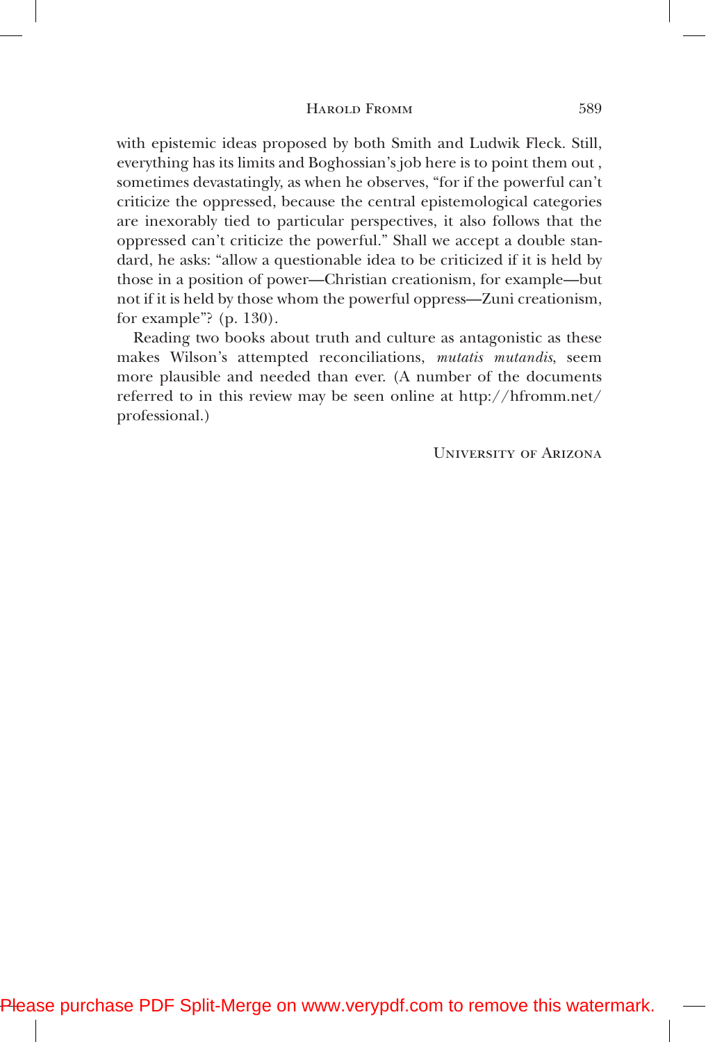with epistemic ideas proposed by both Smith and Ludwik Fleck. Still, everything has its limits and Boghossian's job here is to point them out , sometimes devastatingly, as when he observes, "for if the powerful can't criticize the oppressed, because the central epistemological categories are inexorably tied to particular perspectives, it also follows that the oppressed can't criticize the powerful." Shall we accept a double standard, he asks: "allow a questionable idea to be criticized if it is held by those in a position of power—Christian creationism, for example—but not if it is held by those whom the powerful oppress—Zuni creationism, for example"? (p. 130).

Reading two books about truth and culture as antagonistic as these makes Wilson's attempted reconciliations, *mutatis mutandis*, seem more plausible and needed than ever. (A number of the documents referred to in this review may be seen online at http://hfromm.net/professional.)

University of Arizona